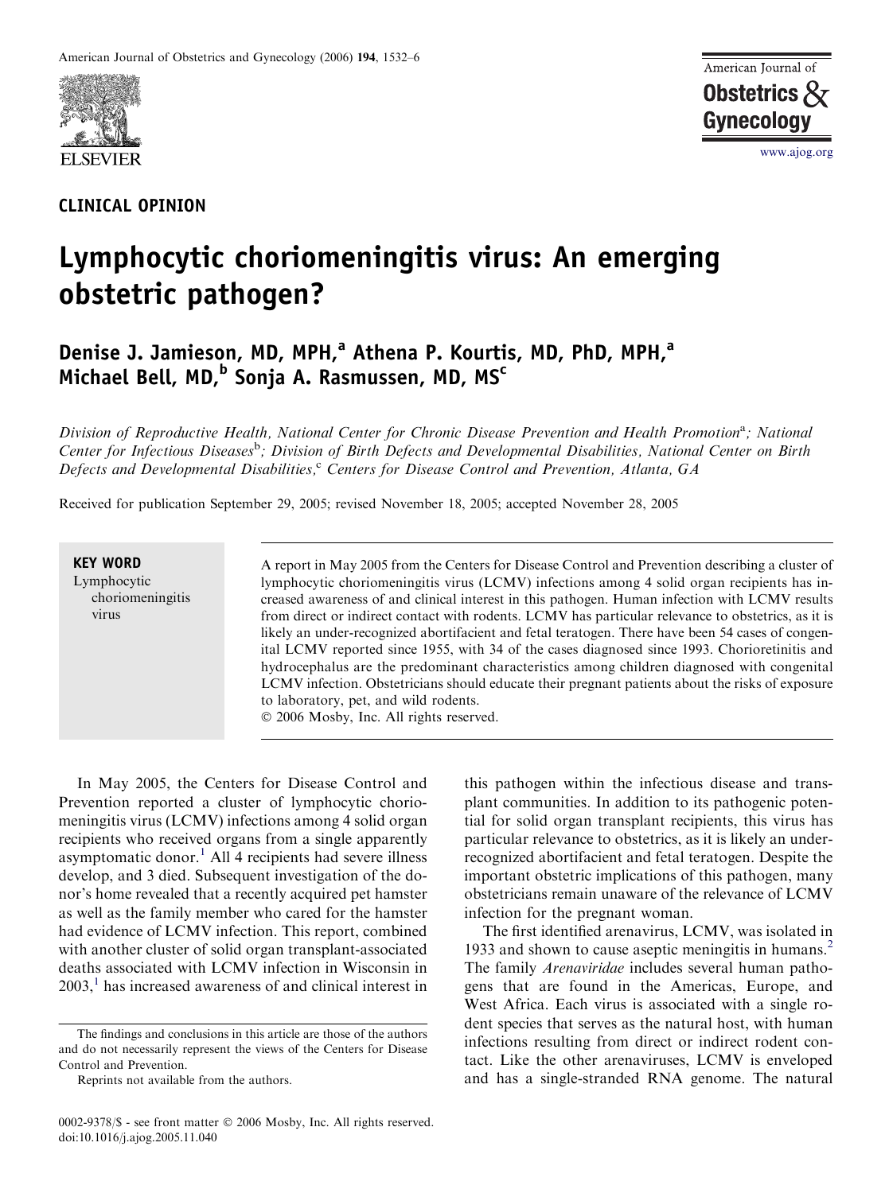CLINICAL OPINION

# Lymphocytic choriomeningitis virus: An emerging obstetric pathogen?

Denise J. Jamieson, MD, MPH,[a] Athena P. Kourtis, MD, PhD, MPH,[a] Michael Bell, MD,[b] Sonja A. Rasmussen, MD, MS[c]

*Division of Reproductive Health, National Center for Chronic Disease Prevention and Health Promotion[a]; National Center for Infectious Diseases[b]; Division of Birth Defects and Developmental Disabilities, National Center on Birth Defects and Developmental Disabilities,[c] Centers for Disease Control and Prevention, Atlanta, GA*

Received for publication September 29, 2005; revised November 18, 2005; accepted November 28, 2005

**KEY WORD**
Lymphocytic choriomeningitis virus

A report in May 2005 from the Centers for Disease Control and Prevention describing a cluster of lymphocytic choriomeningitis virus (LCMV) infections among 4 solid organ recipients has increased awareness of and clinical interest in this pathogen. Human infection with LCMV results from direct or indirect contact with rodents. LCMV has particular relevance to obstetrics, as it is likely an under-recognized abortifacient and fetal teratogen. There have been 54 cases of congenital LCMV reported since 1955, with 34 of the cases diagnosed since 1993. Chorioretinitis and hydrocephalus are the predominant characteristics among children diagnosed with congenital LCMV infection. Obstetricians should educate their pregnant patients about the risks of exposure to laboratory, pet, and wild rodents.
© 2006 Mosby, Inc. All rights reserved.

In May 2005, the Centers for Disease Control and Prevention reported a cluster of lymphocytic choriomeningitis virus (LCMV) infections among 4 solid organ recipients who received organs from a single apparently asymptomatic donor.[1] All 4 recipients had severe illness develop, and 3 died. Subsequent investigation of the donor's home revealed that a recently acquired pet hamster as well as the family member who cared for the hamster had evidence of LCMV infection. This report, combined with another cluster of solid organ transplant-associated deaths associated with LCMV infection in Wisconsin in 2003,[1] has increased awareness of and clinical interest in this pathogen within the infectious disease and transplant communities. In addition to its pathogenic potential for solid organ transplant recipients, this virus has particular relevance to obstetrics, as it is likely an under-recognized abortifacient and fetal teratogen. Despite the important obstetric implications of this pathogen, many obstetricians remain unaware of the relevance of LCMV infection for the pregnant woman.

The first identified arenavirus, LCMV, was isolated in 1933 and shown to cause aseptic meningitis in humans.[2] The family *Arenaviridae* includes several human pathogens that are found in the Americas, Europe, and West Africa. Each virus is associated with a single rodent species that serves as the natural host, with human infections resulting from direct or indirect rodent contact. Like the other arenaviruses, LCMV is enveloped and has a single-stranded RNA genome. The natural

The findings and conclusions in this article are those of the authors and do not necessarily represent the views of the Centers for Disease Control and Prevention.

Reprints not available from the authors.

0002-9378/$ - see front matter © 2006 Mosby, Inc. All rights reserved.
doi:10.1016/j.ajog.2005.11.040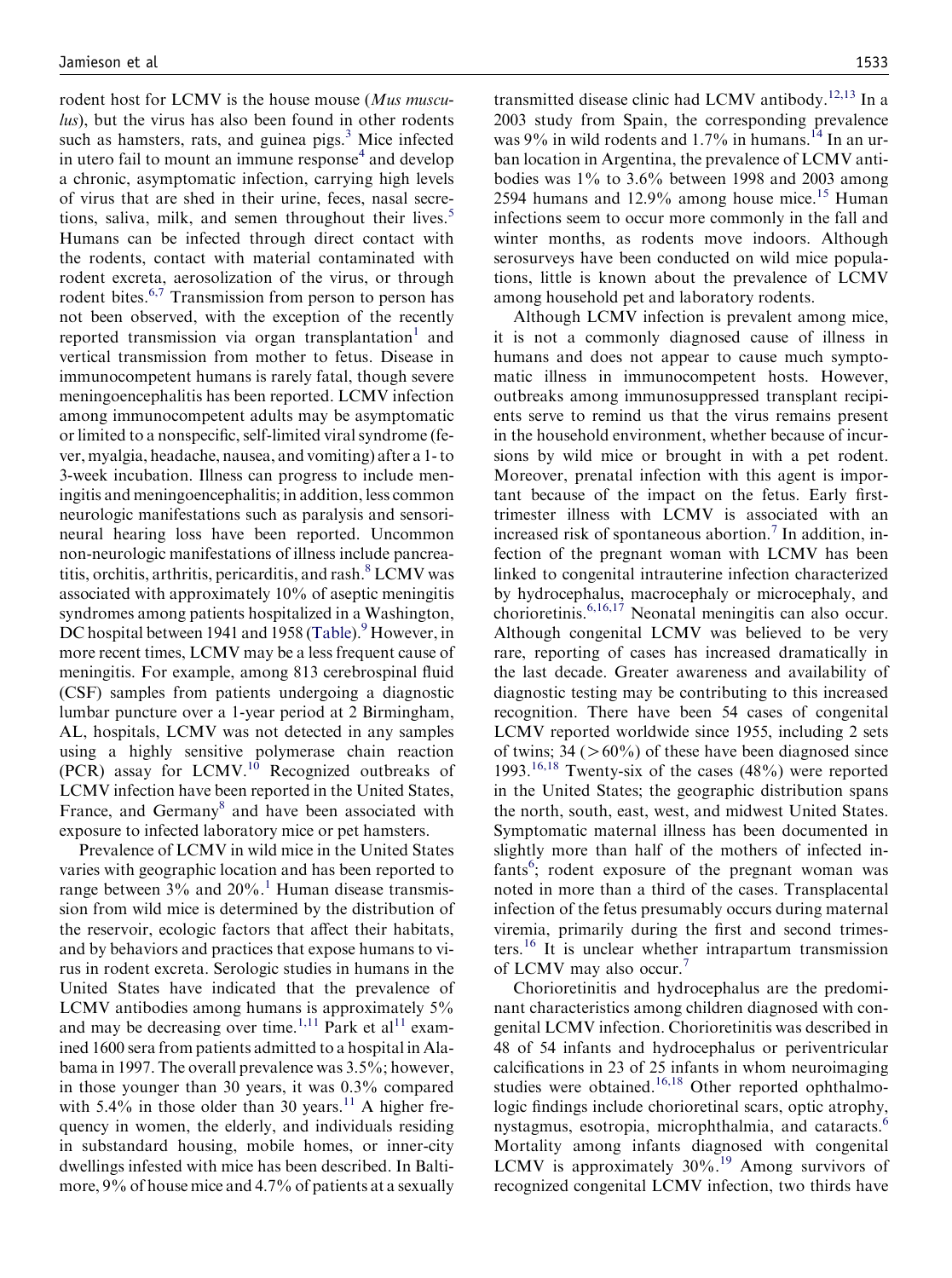rodent host for LCMV is the house mouse (*Mus musculus*), but the virus has also been found in other rodents such as hamsters, rats, and guinea pigs.[3] Mice infected in utero fail to mount an immune response[4] and develop a chronic, asymptomatic infection, carrying high levels of virus that are shed in their urine, feces, nasal secretions, saliva, milk, and semen throughout their lives.[5] Humans can be infected through direct contact with the rodents, contact with material contaminated with rodent excreta, aerosolization of the virus, or through rodent bites.[6,7] Transmission from person to person has not been observed, with the exception of the recently reported transmission via organ transplantation[1] and vertical transmission from mother to fetus. Disease in immunocompetent humans is rarely fatal, though severe meningoencephalitis has been reported. LCMV infection among immunocompetent adults may be asymptomatic or limited to a nonspecific, self-limited viral syndrome (fever, myalgia, headache, nausea, and vomiting) after a 1- to 3-week incubation. Illness can progress to include meningitis and meningoencephalitis; in addition, less common neurologic manifestations such as paralysis and sensorineural hearing loss have been reported. Uncommon non-neurologic manifestations of illness include pancreatitis, orchitis, arthritis, pericarditis, and rash.[8] LCMV was associated with approximately 10% of aseptic meningitis syndromes among patients hospitalized in a Washington, DC hospital between 1941 and 1958 (Table).[9] However, in more recent times, LCMV may be a less frequent cause of meningitis. For example, among 813 cerebrospinal fluid (CSF) samples from patients undergoing a diagnostic lumbar puncture over a 1-year period at 2 Birmingham, AL, hospitals, LCMV was not detected in any samples using a highly sensitive polymerase chain reaction (PCR) assay for LCMV.[10] Recognized outbreaks of LCMV infection have been reported in the United States, France, and Germany[8] and have been associated with exposure to infected laboratory mice or pet hamsters.

Prevalence of LCMV in wild mice in the United States varies with geographic location and has been reported to range between 3% and 20%.[1] Human disease transmission from wild mice is determined by the distribution of the reservoir, ecologic factors that affect their habitats, and by behaviors and practices that expose humans to virus in rodent excreta. Serologic studies in humans in the United States have indicated that the prevalence of LCMV antibodies among humans is approximately 5% and may be decreasing over time.[1,11] Park et al[11] examined 1600 sera from patients admitted to a hospital in Alabama in 1997. The overall prevalence was 3.5%; however, in those younger than 30 years, it was 0.3% compared with 5.4% in those older than 30 years.[11] A higher frequency in women, the elderly, and individuals residing in substandard housing, mobile homes, or inner-city dwellings infested with mice has been described. In Baltimore, 9% of house mice and 4.7% of patients at a sexually transmitted disease clinic had LCMV antibody.[12,13] In a 2003 study from Spain, the corresponding prevalence was 9% in wild rodents and 1.7% in humans.[14] In an urban location in Argentina, the prevalence of LCMV antibodies was 1% to 3.6% between 1998 and 2003 among 2594 humans and 12.9% among house mice.[15] Human infections seem to occur more commonly in the fall and winter months, as rodents move indoors. Although serosurveys have been conducted on wild mice populations, little is known about the prevalence of LCMV among household pet and laboratory rodents.

Although LCMV infection is prevalent among mice, it is not a commonly diagnosed cause of illness in humans and does not appear to cause much symptomatic illness in immunocompetent hosts. However, outbreaks among immunosuppressed transplant recipients serve to remind us that the virus remains present in the household environment, whether because of incursions by wild mice or brought in with a pet rodent. Moreover, prenatal infection with this agent is important because of the impact on the fetus. Early first-trimester illness with LCMV is associated with an increased risk of spontaneous abortion.[7] In addition, infection of the pregnant woman with LCMV has been linked to congenital intrauterine infection characterized by hydrocephalus, macrocephaly or microcephaly, and chorioretinis.[6,16,17] Neonatal meningitis can also occur. Although congenital LCMV was believed to be very rare, reporting of cases has increased dramatically in the last decade. Greater awareness and availability of diagnostic testing may be contributing to this increased recognition. There have been 54 cases of congenital LCMV reported worldwide since 1955, including 2 sets of twins; 34 (>60%) of these have been diagnosed since 1993.[16,18] Twenty-six of the cases (48%) were reported in the United States; the geographic distribution spans the north, south, east, west, and midwest United States. Symptomatic maternal illness has been documented in slightly more than half of the mothers of infected infants[6]; rodent exposure of the pregnant woman was noted in more than a third of the cases. Transplacental infection of the fetus presumably occurs during maternal viremia, primarily during the first and second trimesters.[16] It is unclear whether intrapartum transmission of LCMV may also occur.[7]

Chorioretinitis and hydrocephalus are the predominant characteristics among children diagnosed with congenital LCMV infection. Chorioretinitis was described in 48 of 54 infants and hydrocephalus or periventricular calcifications in 23 of 25 infants in whom neuroimaging studies were obtained.[16,18] Other reported ophthalmologic findings include chorioretinal scars, optic atrophy, nystagmus, esotropia, microphthalmia, and cataracts.[6] Mortality among infants diagnosed with congenital LCMV is approximately 30%.[19] Among survivors of recognized congenital LCMV infection, two thirds have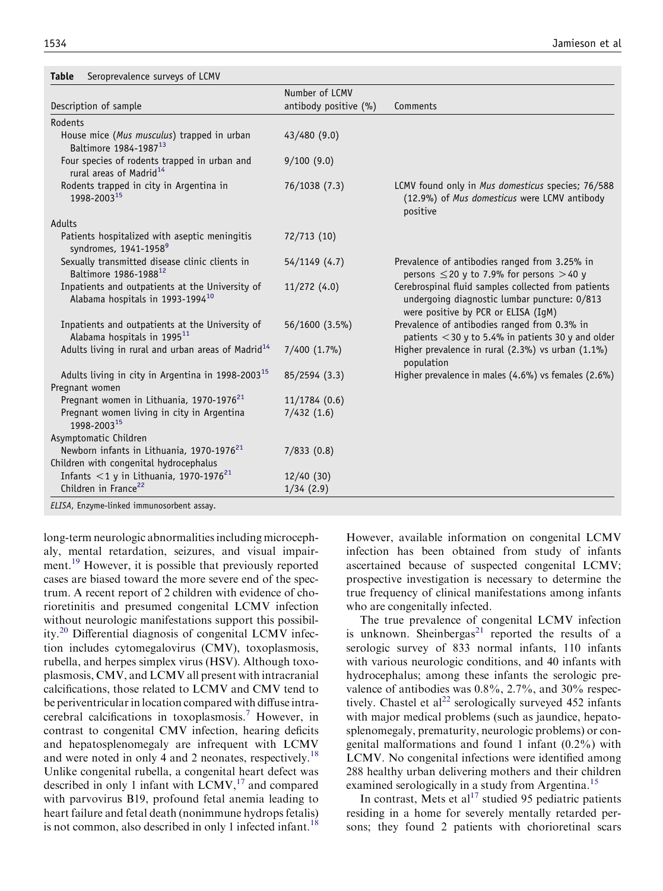**Table** Seroprevalence surveys of LCMV

| Description of sample | Number of LCMV antibody positive (%) | Comments |
| --- | --- | --- |
| Rodents | | |
| House mice (*Mus musculus*) trapped in urban Baltimore 1984-1987[13] | 43/480 (9.0) | |
| Four species of rodents trapped in urban and rural areas of Madrid[14] | 9/100 (9.0) | |
| Rodents trapped in city in Argentina in 1998-2003[15] | 76/1038 (7.3) | LCMV found only in *Mus domesticus* species; 76/588 (12.9%) of *Mus domesticus* were LCMV antibody positive |
| Adults | | |
| Patients hospitalized with aseptic meningitis syndromes, 1941-1958[9] | 72/713 (10) | |
| Sexually transmitted disease clinic clients in Baltimore 1986-1988[12] | 54/1149 (4.7) | Prevalence of antibodies ranged from 3.25% in persons ≤20 y to 7.9% for persons >40 y |
| Inpatients and outpatients at the University of Alabama hospitals in 1993-1994[10] | 11/272 (4.0) | Cerebrospinal fluid samples collected from patients undergoing diagnostic lumbar puncture: 0/813 were positive by PCR or ELISA (IgM) |
| Inpatients and outpatients at the University of Alabama hospitals in 1995[11] | 56/1600 (3.5%) | Prevalence of antibodies ranged from 0.3% in patients <30 y to 5.4% in patients 30 y and older |
| Adults living in rural and urban areas of Madrid[14] | 7/400 (1.7%) | Higher prevalence in rural (2.3%) vs urban (1.1%) population |
| Adults living in city in Argentina in 1998-2003[15] | 85/2594 (3.3) | Higher prevalence in males (4.6%) vs females (2.6%) |
| Pregnant women | | |
| Pregnant women in Lithuania, 1970-1976[21] | 11/1784 (0.6) | |
| Pregnant women living in city in Argentina 1998-2003[15] | 7/432 (1.6) | |
| Asymptomatic Children | | |
| Newborn infants in Lithuania, 1970-1976[21] | 7/833 (0.8) | |
| Children with congenital hydrocephalus | | |
| Infants <1 y in Lithuania, 1970-1976[21] | 12/40 (30) | |
| Children in France[22] | 1/34 (2.9) | |

*ELISA*, Enzyme-linked immunosorbent assay.

long-term neurologic abnormalities including microcephaly, mental retardation, seizures, and visual impairment.[19] However, it is possible that previously reported cases are biased toward the more severe end of the spectrum. A recent report of 2 children with evidence of chorioretinitis and presumed congenital LCMV infection without neurologic manifestations support this possibility.[20] Differential diagnosis of congenital LCMV infection includes cytomegalovirus (CMV), toxoplasmosis, rubella, and herpes simplex virus (HSV). Although toxoplasmosis, CMV, and LCMV all present with intracranial calcifications, those related to LCMV and CMV tend to be periventricular in location compared with diffuse intracerebral calcifications in toxoplasmosis.[7] However, in contrast to congenital CMV infection, hearing deficits and hepatosplenomegaly are infrequent with LCMV and were noted in only 4 and 2 neonates, respectively.[18] Unlike congenital rubella, a congenital heart defect was described in only 1 infant with LCMV,[17] and compared with parvovirus B19, profound fetal anemia leading to heart failure and fetal death (nonimmune hydrops fetalis) is not common, also described in only 1 infected infant.[18] However, available information on congenital LCMV infection has been obtained from study of infants ascertained because of suspected congenital LCMV; prospective investigation is necessary to determine the true frequency of clinical manifestations among infants who are congenitally infected.

The true prevalence of congenital LCMV infection is unknown. Sheinbergas[21] reported the results of a serologic survey of 833 normal infants, 110 infants with various neurologic conditions, and 40 infants with hydrocephalus; among these infants the serologic prevalence of antibodies was 0.8%, 2.7%, and 30% respectively. Chastel et al[22] serologically surveyed 452 infants with major medical problems (such as jaundice, hepatosplenomegaly, prematurity, neurologic problems) or congenital malformations and found 1 infant (0.2%) with LCMV. No congenital infections were identified among 288 healthy urban delivering mothers and their children examined serologically in a study from Argentina.[15]

In contrast, Mets et al[17] studied 95 pediatric patients residing in a home for severely mentally retarded persons; they found 2 patients with chorioretinal scars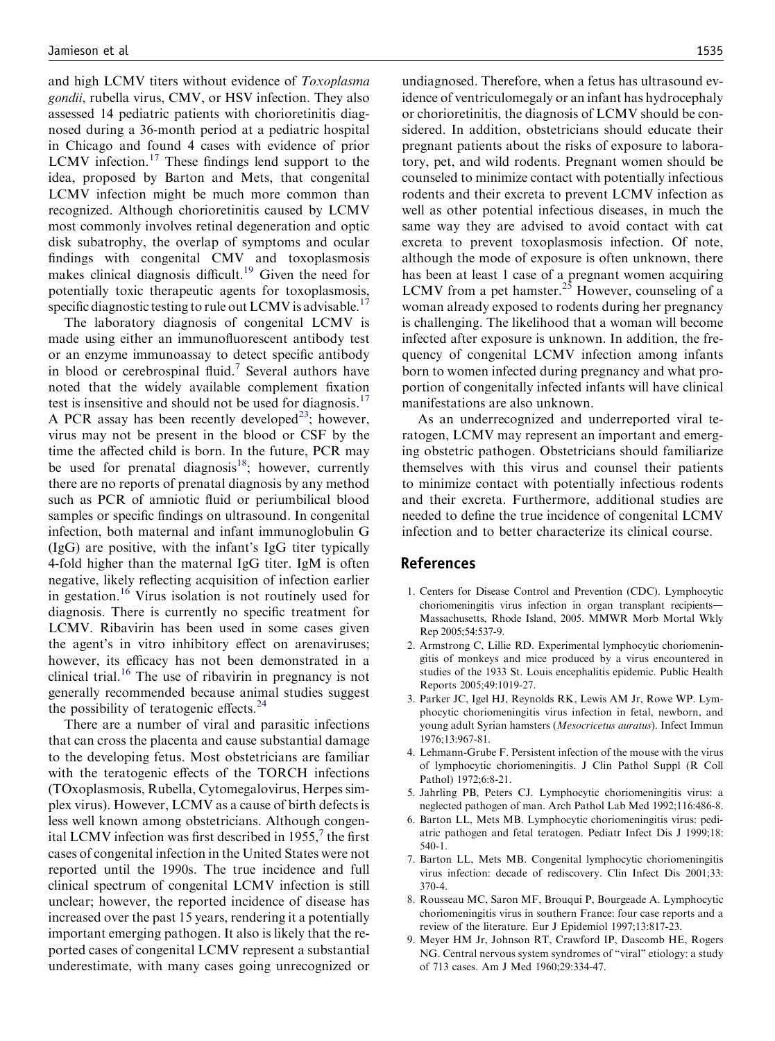and high LCMV titers without evidence of *Toxoplasma gondii*, rubella virus, CMV, or HSV infection. They also assessed 14 pediatric patients with chorioretinitis diagnosed during a 36-month period at a pediatric hospital in Chicago and found 4 cases with evidence of prior LCMV infection.[17] These findings lend support to the idea, proposed by Barton and Mets, that congenital LCMV infection might be much more common than recognized. Although chorioretinitis caused by LCMV most commonly involves retinal degeneration and optic disk subatrophy, the overlap of symptoms and ocular findings with congenital CMV and toxoplasmosis makes clinical diagnosis difficult.[19] Given the need for potentially toxic therapeutic agents for toxoplasmosis, specific diagnostic testing to rule out LCMV is advisable.[17]

The laboratory diagnosis of congenital LCMV is made using either an immunofluorescent antibody test or an enzyme immunoassay to detect specific antibody in blood or cerebrospinal fluid.[7] Several authors have noted that the widely available complement fixation test is insensitive and should not be used for diagnosis.[17] A PCR assay has been recently developed[23]; however, virus may not be present in the blood or CSF by the time the affected child is born. In the future, PCR may be used for prenatal diagnosis[18]; however, currently there are no reports of prenatal diagnosis by any method such as PCR of amniotic fluid or periumbilical blood samples or specific findings on ultrasound. In congenital infection, both maternal and infant immunoglobulin G (IgG) are positive, with the infant's IgG titer typically 4-fold higher than the maternal IgG titer. IgM is often negative, likely reflecting acquisition of infection earlier in gestation.[16] Virus isolation is not routinely used for diagnosis. There is currently no specific treatment for LCMV. Ribavirin has been used in some cases given the agent's in vitro inhibitory effect on arenaviruses; however, its efficacy has not been demonstrated in a clinical trial.[16] The use of ribavirin in pregnancy is not generally recommended because animal studies suggest the possibility of teratogenic effects.[24]

There are a number of viral and parasitic infections that can cross the placenta and cause substantial damage to the developing fetus. Most obstetricians are familiar with the teratogenic effects of the TORCH infections (TOxoplasmosis, Rubella, Cytomegalovirus, Herpes simplex virus). However, LCMV as a cause of birth defects is less well known among obstetricians. Although congenital LCMV infection was first described in 1955,[7] the first cases of congenital infection in the United States were not reported until the 1990s. The true incidence and full clinical spectrum of congenital LCMV infection is still unclear; however, the reported incidence of disease has increased over the past 15 years, rendering it a potentially important emerging pathogen. It also is likely that the reported cases of congenital LCMV represent a substantial underestimate, with many cases going unrecognized or undiagnosed. Therefore, when a fetus has ultrasound evidence of ventriculomegaly or an infant has hydrocephaly or chorioretinitis, the diagnosis of LCMV should be considered. In addition, obstetricians should educate their pregnant patients about the risks of exposure to laboratory, pet, and wild rodents. Pregnant women should be counseled to minimize contact with potentially infectious rodents and their excreta to prevent LCMV infection as well as other potential infectious diseases, in much the same way they are advised to avoid contact with cat excreta to prevent toxoplasmosis infection. Of note, although the mode of exposure is often unknown, there has been at least 1 case of a pregnant women acquiring LCMV from a pet hamster.[25] However, counseling of a woman already exposed to rodents during her pregnancy is challenging. The likelihood that a woman will become infected after exposure is unknown. In addition, the frequency of congenital LCMV infection among infants born to women infected during pregnancy and what proportion of congenitally infected infants will have clinical manifestations are also unknown.

As an underrecognized and underreported viral teratogen, LCMV may represent an important and emerging obstetric pathogen. Obstetricians should familiarize themselves with this virus and counsel their patients to minimize contact with potentially infectious rodents and their excreta. Furthermore, additional studies are needed to define the true incidence of congenital LCMV infection and to better characterize its clinical course.

## References

1. Centers for Disease Control and Prevention (CDC). Lymphocytic choriomeningitis virus infection in organ transplant recipients—Massachusetts, Rhode Island, 2005. MMWR Morb Mortal Wkly Rep 2005;54:537-9.
2. Armstrong C, Lillie RD. Experimental lymphocytic choriomeningitis of monkeys and mice produced by a virus encountered in studies of the 1933 St. Louis encephalitis epidemic. Public Health Reports 2005;49:1019-27.
3. Parker JC, Igel HJ, Reynolds RK, Lewis AM Jr, Rowe WP. Lymphocytic choriomeningitis virus infection in fetal, newborn, and young adult Syrian hamsters (*Mesocricetus auratus*). Infect Immun 1976;13:967-81.
4. Lehmann-Grube F. Persistent infection of the mouse with the virus of lymphocytic choriomeningitis. J Clin Pathol Suppl (R Coll Pathol) 1972;6:8-21.
5. Jahrling PB, Peters CJ. Lymphocytic choriomeningitis virus: a neglected pathogen of man. Arch Pathol Lab Med 1992;116:486-8.
6. Barton LL, Mets MB. Lymphocytic choriomeningitis virus: pediatric pathogen and fetal teratogen. Pediatr Infect Dis J 1999;18: 540-1.
7. Barton LL, Mets MB. Congenital lymphocytic choriomeningitis virus infection: decade of rediscovery. Clin Infect Dis 2001;33: 370-4.
8. Rousseau MC, Saron MF, Brouqui P, Bourgeade A. Lymphocytic choriomeningitis virus in southern France: four case reports and a review of the literature. Eur J Epidemiol 1997;13:817-23.
9. Meyer HM Jr, Johnson RT, Crawford IP, Dascomb HE, Rogers NG. Central nervous system syndromes of "viral" etiology: a study of 713 cases. Am J Med 1960;29:334-47.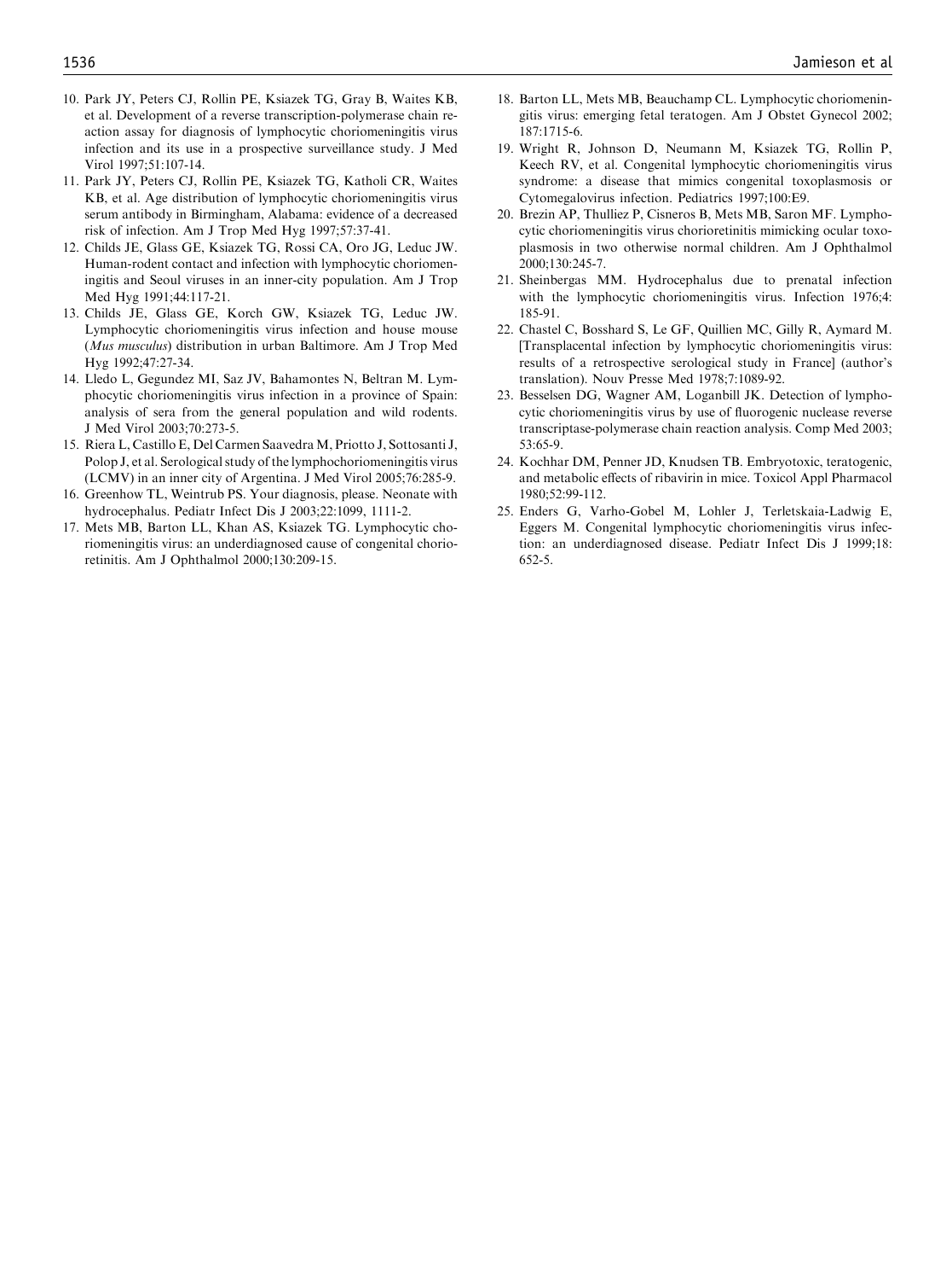10. Park JY, Peters CJ, Rollin PE, Ksiazek TG, Gray B, Waites KB, et al. Development of a reverse transcription-polymerase chain reaction assay for diagnosis of lymphocytic choriomeningitis virus infection and its use in a prospective surveillance study. J Med Virol 1997;51:107-14.
11. Park JY, Peters CJ, Rollin PE, Ksiazek TG, Katholi CR, Waites KB, et al. Age distribution of lymphocytic choriomeningitis virus serum antibody in Birmingham, Alabama: evidence of a decreased risk of infection. Am J Trop Med Hyg 1997;57:37-41.
12. Childs JE, Glass GE, Ksiazek TG, Rossi CA, Oro JG, Leduc JW. Human-rodent contact and infection with lymphocytic choriomeningitis and Seoul viruses in an inner-city population. Am J Trop Med Hyg 1991;44:117-21.
13. Childs JE, Glass GE, Korch GW, Ksiazek TG, Leduc JW. Lymphocytic choriomeningitis virus infection and house mouse (*Mus musculus*) distribution in urban Baltimore. Am J Trop Med Hyg 1992;47:27-34.
14. Lledo L, Gegundez MI, Saz JV, Bahamontes N, Beltran M. Lymphocytic choriomeningitis virus infection in a province of Spain: analysis of sera from the general population and wild rodents. J Med Virol 2003;70:273-5.
15. Riera L, Castillo E, Del Carmen Saavedra M, Priotto J, Sottosanti J, Polop J, et al. Serological study of the lymphochoriomeningitis virus (LCMV) in an inner city of Argentina. J Med Virol 2005;76:285-9.
16. Greenhow TL, Weintrub PS. Your diagnosis, please. Neonate with hydrocephalus. Pediatr Infect Dis J 2003;22:1099, 1111-2.
17. Mets MB, Barton LL, Khan AS, Ksiazek TG. Lymphocytic choriomeningitis virus: an underdiagnosed cause of congenital chorioretinitis. Am J Ophthalmol 2000;130:209-15.
18. Barton LL, Mets MB, Beauchamp CL. Lymphocytic choriomeningitis virus: emerging fetal teratogen. Am J Obstet Gynecol 2002; 187:1715-6.
19. Wright R, Johnson D, Neumann M, Ksiazek TG, Rollin P, Keech RV, et al. Congenital lymphocytic choriomeningitis virus syndrome: a disease that mimics congenital toxoplasmosis or Cytomegalovirus infection. Pediatrics 1997;100:E9.
20. Brezin AP, Thulliez P, Cisneros B, Mets MB, Saron MF. Lymphocytic choriomeningitis virus chorioretinitis mimicking ocular toxoplasmosis in two otherwise normal children. Am J Ophthalmol 2000;130:245-7.
21. Sheinbergas MM. Hydrocephalus due to prenatal infection with the lymphocytic choriomeningitis virus. Infection 1976;4: 185-91.
22. Chastel C, Bosshard S, Le GF, Quillien MC, Gilly R, Aymard M. [Transplacental infection by lymphocytic choriomeningitis virus: results of a retrospective serological study in France] (author's translation). Nouv Presse Med 1978;7:1089-92.
23. Besselsen DG, Wagner AM, Loganbill JK. Detection of lymphocytic choriomeningitis virus by use of fluorogenic nuclease reverse transcriptase-polymerase chain reaction analysis. Comp Med 2003; 53:65-9.
24. Kochhar DM, Penner JD, Knudsen TB. Embryotoxic, teratogenic, and metabolic effects of ribavirin in mice. Toxicol Appl Pharmacol 1980;52:99-112.
25. Enders G, Varho-Gobel M, Lohler J, Terletskaia-Ladwig E, Eggers M. Congenital lymphocytic choriomeningitis virus infection: an underdiagnosed disease. Pediatr Infect Dis J 1999;18: 652-5.